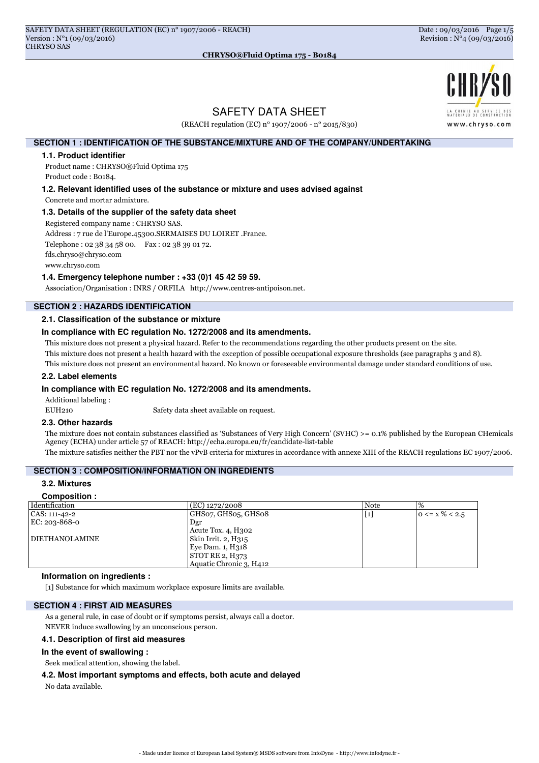# SAFETY DATA SHEET

(REACH regulation (EC) n° 1907/2006 - n° 2015/830)

## SECTION 1 : IDENTIFICATION OF THE SUBSTANCE/MIXTURE AND OF THE COMPANY/UNDERTAKING

### 1.1. Product identifier

Product name : CHRYSO®Fluid Optima 175

Product code : B0184.

### 1.2. Relevant identified uses of the substance or mixture and uses advised against

Concrete and mortar admixture.

### 1.3. Details of the supplier of the safety data sheet

Registered company name : CHRYSO SAS.

Address : 7 rue de l'Europe.45300.SERMAISES DU LOIRET .France.

Telephone : 02 38 34 58 00. Fax : 02 38 39 01 72.

fds.chryso@chryso.com

www.chryso.com

### 1.4. Emergency telephone number : +33 (0)1 45 42 59 59.

Association/Organisation : INRS / ORFILA http://www.centres-antipoison.net.

## SECTION 2 : HAZARDS IDENTIFICATION

### 2.1. Classification of the substance or mixture

**In compliance with EC regulation No. 1272/2008 and its amendments.**

This mixture does not present a physical hazard. Refer to the recommendations regarding the other products present on the site.

This mixture does not present a health hazard with the exception of possible occupational exposure thresholds (see paragraphs 3 and 8).

This mixture does not present an environmental hazard. No known or foreseeable environmental damage under standard conditions of use.

### 2.2. Label elements

**In compliance with EC regulation No. 1272/2008 and its amendments.**

Additional labeling :

EUH210 Safety data sheet available on request.

### 2.3. Other hazards

The mixture does not contain substances classified as 'Substances of Very High Concern' (SVHC) >= 0.1% published by the European CHemicals Agency (ECHA) under article 57 of REACH: http://echa.europa.eu/fr/candidate-list-table

The mixture satisfies neither the PBT nor the vPvB criteria for mixtures in accordance with annexe XIII of the REACH regulations EC 1907/2006.

## SECTION 3 : COMPOSITION/INFORMATION ON INGREDIENTS

### 3.2. Mixtures

**Composition :**

| Identification | (EC) 1272/2008 | Note | % |
|---|---|---|---|
| CAS: 111-42-2<br>EC: 203-868-0<br><br>DIETHANOLAMINE | GHS07, GHS05, GHS08<br>Dgr<br>Acute Tox. 4, H302<br>Skin Irrit. 2, H315<br>Eye Dam. 1, H318<br>STOT RE 2, H373<br>Aquatic Chronic 3, H412 | [1] | 0 <= x % < 2.5 |

**Information on ingredients :**

[1] Substance for which maximum workplace exposure limits are available.

## SECTION 4 : FIRST AID MEASURES

As a general rule, in case of doubt or if symptoms persist, always call a doctor.

NEVER induce swallowing by an unconscious person.

### 4.1. Description of first aid measures

**In the event of swallowing :**

Seek medical attention, showing the label.

### 4.2. Most important symptoms and effects, both acute and delayed

No data available.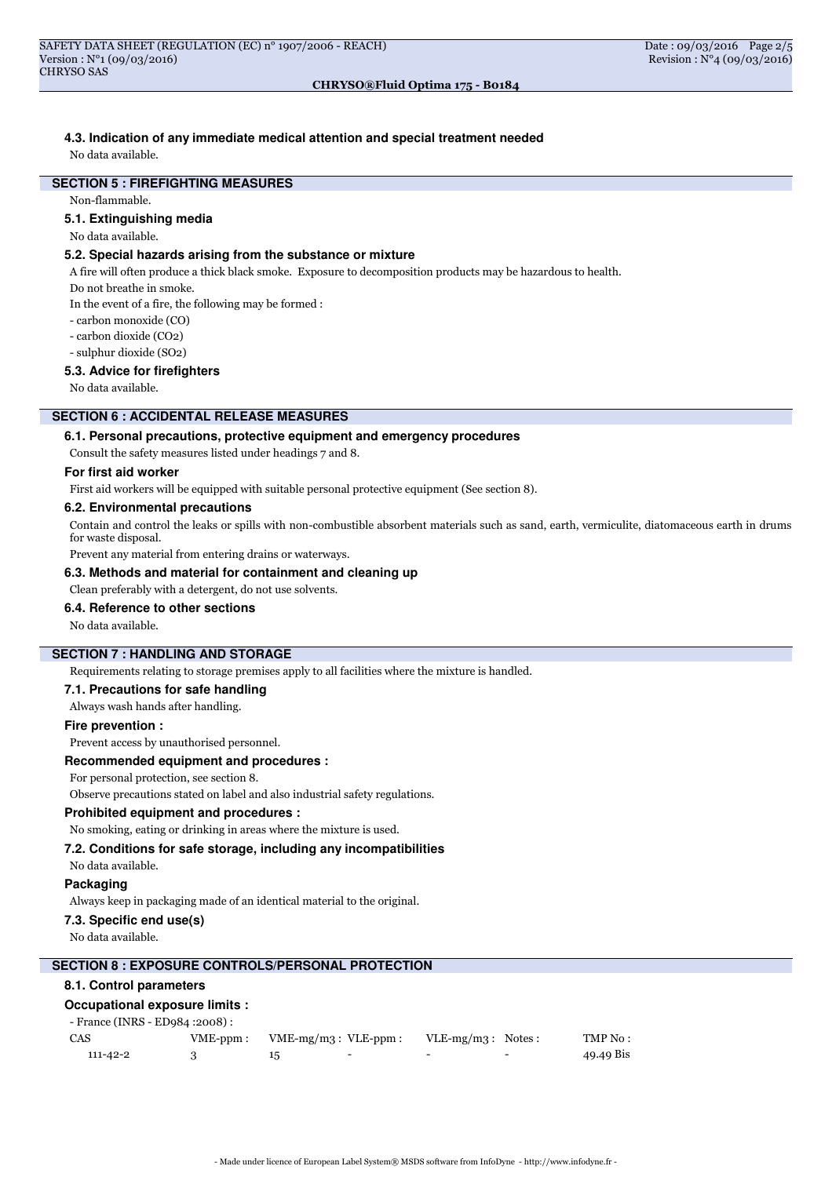### 4.3. Indication of any immediate medical attention and special treatment needed

No data available.

## SECTION 5 : FIREFIGHTING MEASURES

Non-flammable.

### 5.1. Extinguishing media

No data available.

### 5.2. Special hazards arising from the substance or mixture

A fire will often produce a thick black smoke. Exposure to decomposition products may be hazardous to health.

Do not breathe in smoke.

In the event of a fire, the following may be formed :

- carbon monoxide (CO)
- carbon dioxide ($CO_2$)
- sulphur dioxide ($SO_2$)

### 5.3. Advice for firefighters

No data available.

## SECTION 6 : ACCIDENTAL RELEASE MEASURES

### 6.1. Personal precautions, protective equipment and emergency procedures

Consult the safety measures listed under headings 7 and 8.

#### For first aid worker

First aid workers will be equipped with suitable personal protective equipment (See section 8).

### 6.2. Environmental precautions

Contain and control the leaks or spills with non-combustible absorbent materials such as sand, earth, vermiculite, diatomaceous earth in drums for waste disposal.

Prevent any material from entering drains or waterways.

### 6.3. Methods and material for containment and cleaning up

Clean preferably with a detergent, do not use solvents.

### 6.4. Reference to other sections

No data available.

## SECTION 7 : HANDLING AND STORAGE

Requirements relating to storage premises apply to all facilities where the mixture is handled.

### 7.1. Precautions for safe handling

Always wash hands after handling.

#### Fire prevention :

Prevent access by unauthorised personnel.

#### Recommended equipment and procedures :

For personal protection, see section 8.

Observe precautions stated on label and also industrial safety regulations.

#### Prohibited equipment and procedures :

No smoking, eating or drinking in areas where the mixture is used.

### 7.2. Conditions for safe storage, including any incompatibilities

No data available.

#### Packaging

Always keep in packaging made of an identical material to the original.

### 7.3. Specific end use(s)

No data available.

## SECTION 8 : EXPOSURE CONTROLS/PERSONAL PROTECTION

### 8.1. Control parameters

#### Occupational exposure limits :

- France (INRS - ED984 :2008) :

| CAS | VME-ppm : | VME-mg/m3 : | VLE-ppm : | VLE-mg/m3 : | Notes : | TMP No : |
|---|---|---|---|---|---|---|
| 111-42-2 | 3 | 15 | - | - | - | 49.49 Bis |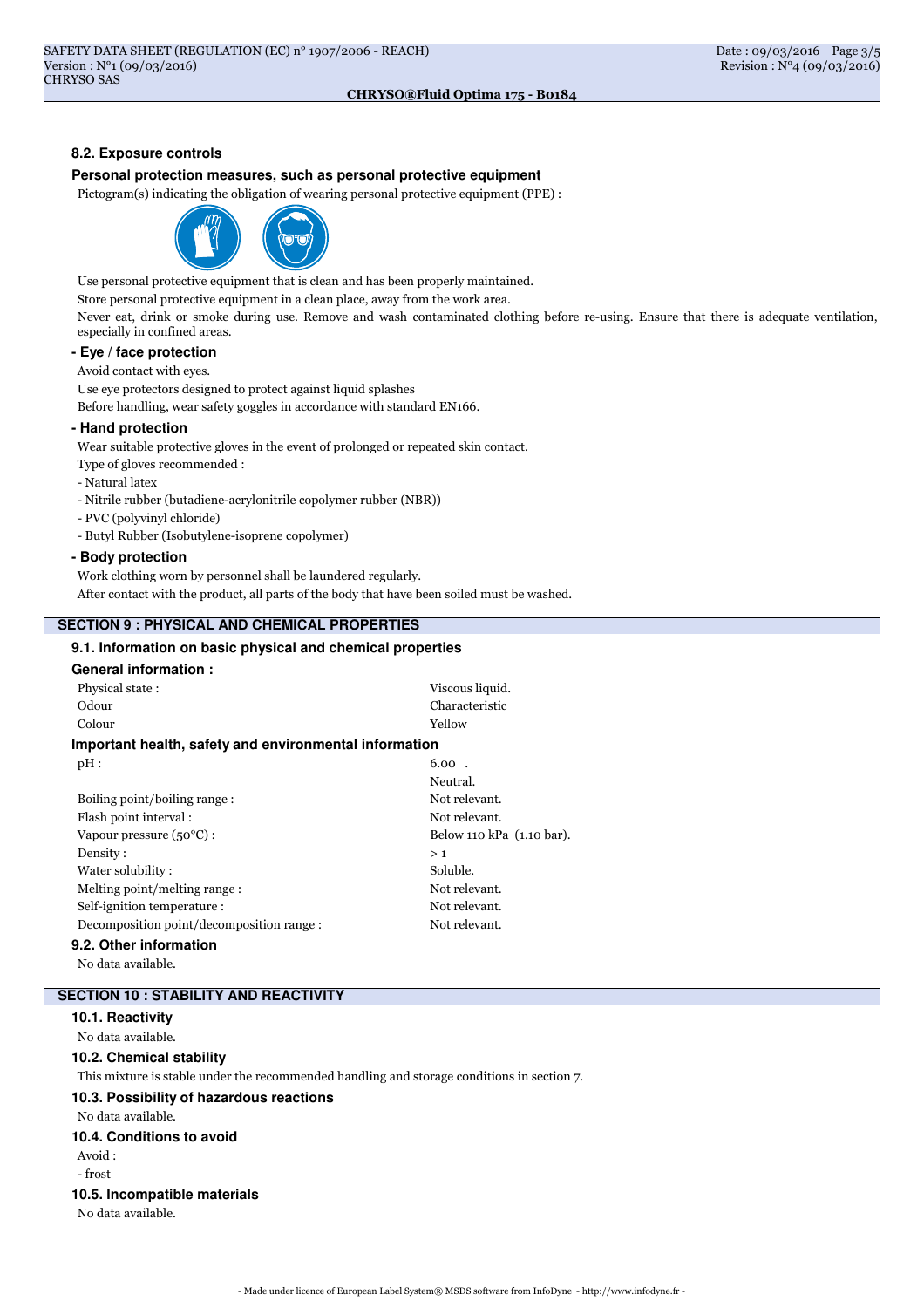### 8.2. Exposure controls

#### Personal protection measures, such as personal protective equipment

Pictogram(s) indicating the obligation of wearing personal protective equipment (PPE) :

Use personal protective equipment that is clean and has been properly maintained.

Store personal protective equipment in a clean place, away from the work area.

Never eat, drink or smoke during use. Remove and wash contaminated clothing before re-using. Ensure that there is adequate ventilation, especially in confined areas.

**- Eye / face protection**

Avoid contact with eyes.

Use eye protectors designed to protect against liquid splashes

Before handling, wear safety goggles in accordance with standard EN166.

**- Hand protection**

Wear suitable protective gloves in the event of prolonged or repeated skin contact.

Type of gloves recommended :

- Natural latex
- Nitrile rubber (butadiene-acrylonitrile copolymer rubber (NBR))
- PVC (polyvinyl chloride)
- Butyl Rubber (Isobutylene-isoprene copolymer)

**- Body protection**

Work clothing worn by personnel shall be laundered regularly.

After contact with the product, all parts of the body that have been soiled must be washed.

## SECTION 9 : PHYSICAL AND CHEMICAL PROPERTIES

### 9.1. Information on basic physical and chemical properties

#### General information :

| | |
|---|---|
| Physical state : | Viscous liquid. |
| Odour | Characteristic |
| Colour | Yellow |

#### Important health, safety and environmental information

| | |
|---|---|
| pH : | 6.00 . |
| | Neutral. |
| Boiling point/boiling range : | Not relevant. |
| Flash point interval : | Not relevant. |
| Vapour pressure (50°C) : | Below 110 kPa (1.10 bar). |
| Density : | > 1 |
| Water solubility : | Soluble. |
| Melting point/melting range : | Not relevant. |
| Self-ignition temperature : | Not relevant. |
| Decomposition point/decomposition range : | Not relevant. |

### 9.2. Other information

No data available.

## SECTION 10 : STABILITY AND REACTIVITY

### 10.1. Reactivity

No data available.

### 10.2. Chemical stability

This mixture is stable under the recommended handling and storage conditions in section 7.

### 10.3. Possibility of hazardous reactions

No data available.

### 10.4. Conditions to avoid

Avoid :

- frost

### 10.5. Incompatible materials

No data available.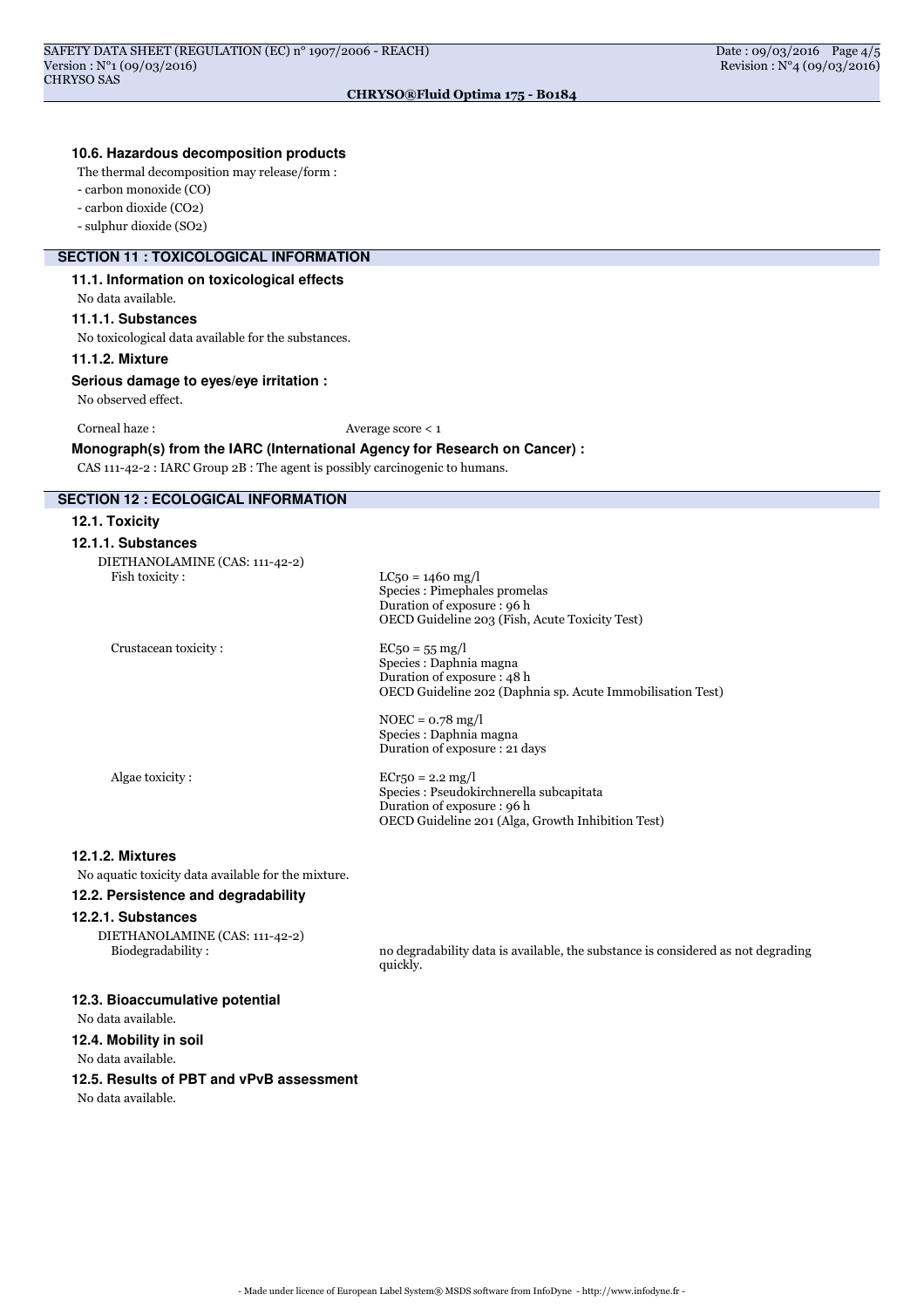### 10.6. Hazardous decomposition products

The thermal decomposition may release/form :

- carbon monoxide (CO)
- carbon dioxide ($CO_2$)
- sulphur dioxide ($SO_2$)

## SECTION 11 : TOXICOLOGICAL INFORMATION

### 11.1. Information on toxicological effects

No data available.

#### 11.1.1. Substances

No toxicological data available for the substances.

#### 11.1.2. Mixture

**Serious damage to eyes/eye irritation :**

No observed effect.

Corneal haze : Average score < 1

**Monograph(s) from the IARC (International Agency for Research on Cancer) :**

CAS 111-42-2 : IARC Group 2B : The agent is possibly carcinogenic to humans.

## SECTION 12 : ECOLOGICAL INFORMATION

### 12.1. Toxicity

#### 12.1.1. Substances

DIETHANOLAMINE (CAS: 111-42-2)

| | |
|---|---|
| Fish toxicity : | $LC_{50}$ = 1460 mg/l<br>Species : Pimephales promelas<br>Duration of exposure : 96 h<br>OECD Guideline 203 (Fish, Acute Toxicity Test) |
| Crustacean toxicity : | $EC_{50}$ = 55 mg/l<br>Species : Daphnia magna<br>Duration of exposure : 48 h<br>OECD Guideline 202 (Daphnia sp. Acute Immobilisation Test) |
| | NOEC = 0.78 mg/l<br>Species : Daphnia magna<br>Duration of exposure : 21 days |
| Algae toxicity : | $ECr_{50}$ = 2.2 mg/l<br>Species : Pseudokirchnerella subcapitata<br>Duration of exposure : 96 h<br>OECD Guideline 201 (Alga, Growth Inhibition Test) |

#### 12.1.2. Mixtures

No aquatic toxicity data available for the mixture.

### 12.2. Persistence and degradability

#### 12.2.1. Substances

DIETHANOLAMINE (CAS: 111-42-2)

Biodegradability : no degradability data is available, the substance is considered as not degrading quickly.

### 12.3. Bioaccumulative potential

No data available.

### 12.4. Mobility in soil

No data available.

### 12.5. Results of PBT and vPvB assessment

No data available.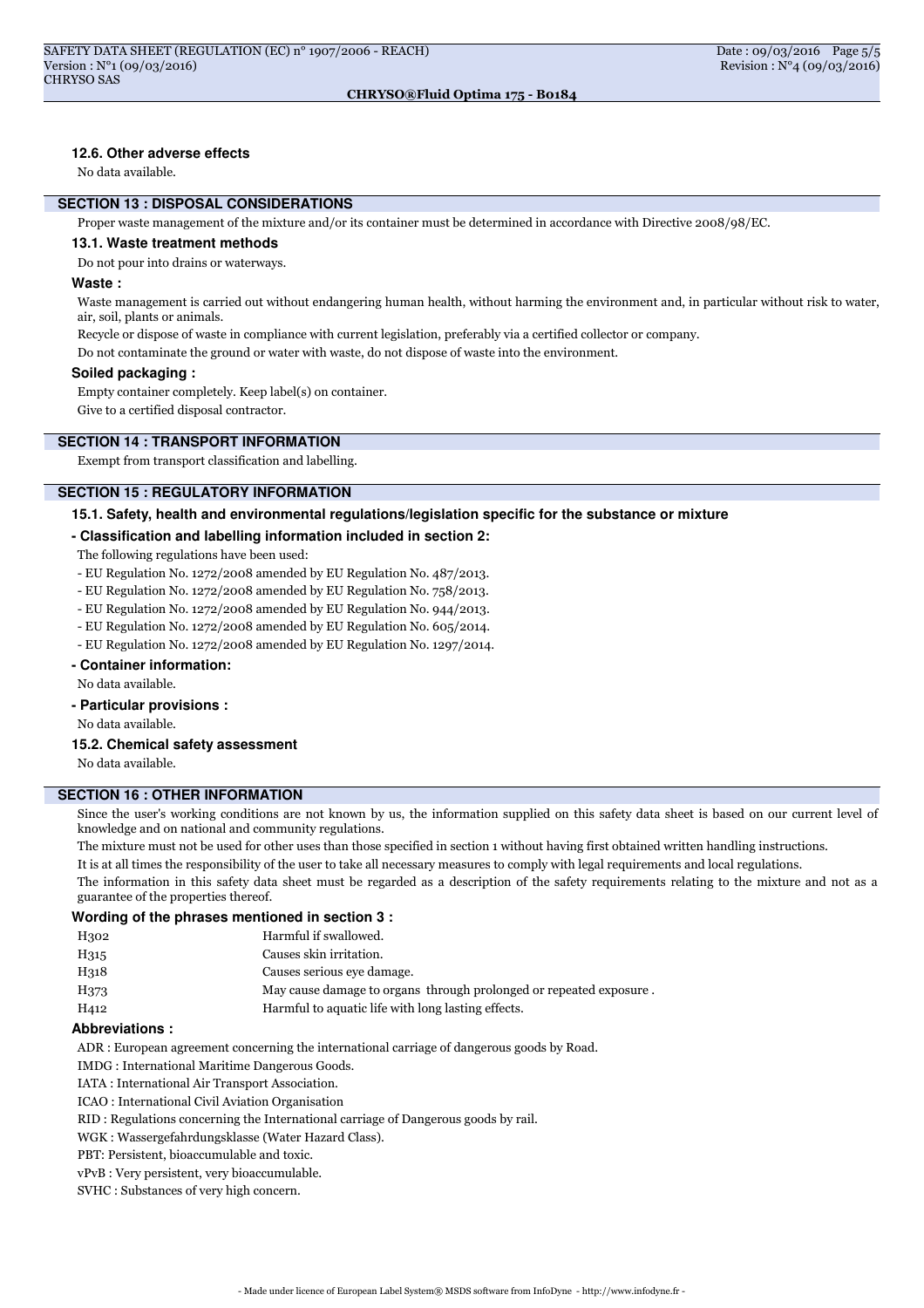### 12.6. Other adverse effects

No data available.

## SECTION 13 : DISPOSAL CONSIDERATIONS

Proper waste management of the mixture and/or its container must be determined in accordance with Directive 2008/98/EC.

### 13.1. Waste treatment methods

Do not pour into drains or waterways.

#### Waste :

Waste management is carried out without endangering human health, without harming the environment and, in particular without risk to water, air, soil, plants or animals.

Recycle or dispose of waste in compliance with current legislation, preferably via a certified collector or company.

Do not contaminate the ground or water with waste, do not dispose of waste into the environment.

#### Soiled packaging :

Empty container completely. Keep label(s) on container.

Give to a certified disposal contractor.

## SECTION 14 : TRANSPORT INFORMATION

Exempt from transport classification and labelling.

## SECTION 15 : REGULATORY INFORMATION

### 15.1. Safety, health and environmental regulations/legislation specific for the substance or mixture

#### - Classification and labelling information included in section 2:

The following regulations have been used:

- EU Regulation No. 1272/2008 amended by EU Regulation No. 487/2013.
- EU Regulation No. 1272/2008 amended by EU Regulation No. 758/2013.
- EU Regulation No. 1272/2008 amended by EU Regulation No. 944/2013.
- EU Regulation No. 1272/2008 amended by EU Regulation No. 605/2014.
- EU Regulation No. 1272/2008 amended by EU Regulation No. 1297/2014.

#### - Container information:

No data available.

#### - Particular provisions :

No data available.

### 15.2. Chemical safety assessment

No data available.

## SECTION 16 : OTHER INFORMATION

Since the user's working conditions are not known by us, the information supplied on this safety data sheet is based on our current level of knowledge and on national and community regulations.

The mixture must not be used for other uses than those specified in section 1 without having first obtained written handling instructions.

It is at all times the responsibility of the user to take all necessary measures to comply with legal requirements and local regulations.

The information in this safety data sheet must be regarded as a description of the safety requirements relating to the mixture and not as a guarantee of the properties thereof.

#### Wording of the phrases mentioned in section 3 :

| | |
|---|---|
| H302 | Harmful if swallowed. |
| H315 | Causes skin irritation. |
| H318 | Causes serious eye damage. |
| H373 | May cause damage to organs through prolonged or repeated exposure . |
| H412 | Harmful to aquatic life with long lasting effects. |

#### Abbreviations :

ADR : European agreement concerning the international carriage of dangerous goods by Road.

IMDG : International Maritime Dangerous Goods.

IATA : International Air Transport Association.

ICAO : International Civil Aviation Organisation

RID : Regulations concerning the International carriage of Dangerous goods by rail.

WGK : Wassergefahrdungsklasse (Water Hazard Class).

PBT: Persistent, bioaccumulable and toxic.

vPvB : Very persistent, very bioaccumulable.

SVHC : Substances of very high concern.